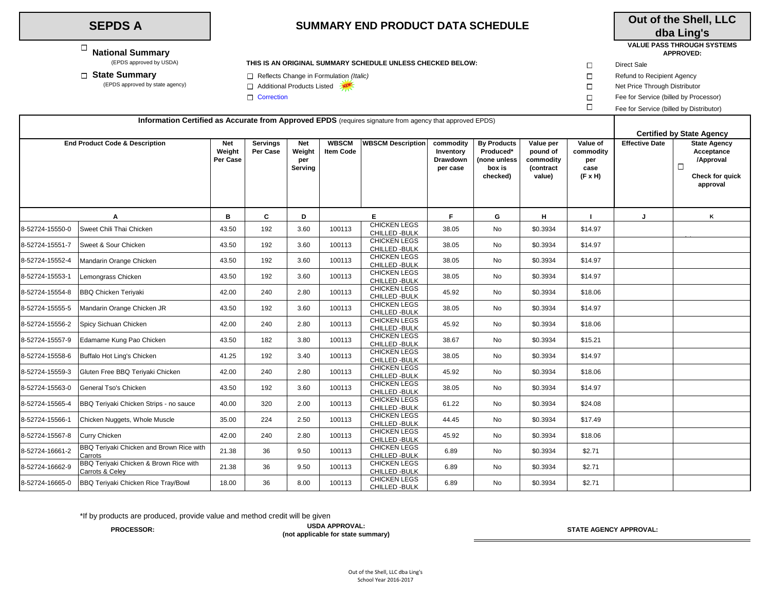# SEPDS A

## SUMMARY END PRODUCT DATA SCHEDULE

## Out of the Shell, LLC dba Ling's

☐ **National Summary**
(EPDS approved by USDA)

☐ **State Summary**
(EPDS approved by state agency)

**THIS IS AN ORIGINAL SUMMARY SCHEDULE UNLESS CHECKED BELOW:**

☐ Reflects Change in Formulation *(Italic)*
☐ Additional Products Listed NEW!
☐ Correction

**VALUE PASS THROUGH SYSTEMS APPROVED:**

☐ Direct Sale
☐ Refund to Recipient Agency
☐ Net Price Through Distributor
☐ Fee for Service (billed by Processor)
☐ Fee for Service (billed by Distributor)

**Information Certified as Accurate from Approved EPDS** (requires signature from agency that approved EPDS)

**Certified by State Agency**

| End Product Code & Description | | Net Weight Per Case | Servings Per Case | Net Weight per Serving | WBSCM Item Code | WBSCM Description | commodity Inventory Drawdown per case | By Products Produced* (none unless box is checked) | Value per pound of commodity (contract value) | Value of commodity per case (F x H) | Effective Date | State Agency Acceptance /Approval ☐ Check for quick approval |
|---|---|---|---|---|---|---|---|---|---|---|---|---|
| A | | B | C | D | E | | F | G | H | I | J | K |
| 8-52724-15550-0 | Sweet Chili Thai Chicken | 43.50 | 192 | 3.60 | 100113 | CHICKEN LEGS CHILLED -BULK | 38.05 | No | $0.3934 | $14.97 | | |
| 8-52724-15551-7 | Sweet & Sour Chicken | 43.50 | 192 | 3.60 | 100113 | CHICKEN LEGS CHILLED -BULK | 38.05 | No | $0.3934 | $14.97 | | |
| 8-52724-15552-4 | Mandarin Orange Chicken | 43.50 | 192 | 3.60 | 100113 | CHICKEN LEGS CHILLED -BULK | 38.05 | No | $0.3934 | $14.97 | | |
| 8-52724-15553-1 | Lemongrass Chicken | 43.50 | 192 | 3.60 | 100113 | CHICKEN LEGS CHILLED -BULK | 38.05 | No | $0.3934 | $14.97 | | |
| 8-52724-15554-8 | BBQ Chicken Teriyaki | 42.00 | 240 | 2.80 | 100113 | CHICKEN LEGS CHILLED -BULK | 45.92 | No | $0.3934 | $18.06 | | |
| 8-52724-15555-5 | Mandarin Orange Chicken JR | 43.50 | 192 | 3.60 | 100113 | CHICKEN LEGS CHILLED -BULK | 38.05 | No | $0.3934 | $14.97 | | |
| 8-52724-15556-2 | Spicy Sichuan Chicken | 42.00 | 240 | 2.80 | 100113 | CHICKEN LEGS CHILLED -BULK | 45.92 | No | $0.3934 | $18.06 | | |
| 8-52724-15557-9 | Edamame Kung Pao Chicken | 43.50 | 182 | 3.80 | 100113 | CHICKEN LEGS CHILLED -BULK | 38.67 | No | $0.3934 | $15.21 | | |
| 8-52724-15558-6 | Buffalo Hot Ling's Chicken | 41.25 | 192 | 3.40 | 100113 | CHICKEN LEGS CHILLED -BULK | 38.05 | No | $0.3934 | $14.97 | | |
| 8-52724-15559-3 | Gluten Free BBQ Teriyaki Chicken | 42.00 | 240 | 2.80 | 100113 | CHICKEN LEGS CHILLED -BULK | 45.92 | No | $0.3934 | $18.06 | | |
| 8-52724-15563-0 | General Tso's Chicken | 43.50 | 192 | 3.60 | 100113 | CHICKEN LEGS CHILLED -BULK | 38.05 | No | $0.3934 | $14.97 | | |
| 8-52724-15565-4 | BBQ Teriyaki Chicken Strips - no sauce | 40.00 | 320 | 2.00 | 100113 | CHICKEN LEGS CHILLED -BULK | 61.22 | No | $0.3934 | $24.08 | | |
| 8-52724-15566-1 | Chicken Nuggets, Whole Muscle | 35.00 | 224 | 2.50 | 100113 | CHICKEN LEGS CHILLED -BULK | 44.45 | No | $0.3934 | $17.49 | | |
| 8-52724-15567-8 | Curry Chicken | 42.00 | 240 | 2.80 | 100113 | CHICKEN LEGS CHILLED -BULK | 45.92 | No | $0.3934 | $18.06 | | |
| 8-52724-16661-2 | BBQ Teriyaki Chicken and Brown Rice with Carrots | 21.38 | 36 | 9.50 | 100113 | CHICKEN LEGS CHILLED -BULK | 6.89 | No | $0.3934 | $2.71 | | |
| 8-52724-16662-9 | BBQ Teriyaki Chicken & Brown Rice with Carrots & Celey | 21.38 | 36 | 9.50 | 100113 | CHICKEN LEGS CHILLED -BULK | 6.89 | No | $0.3934 | $2.71 | | |
| 8-52724-16665-0 | BBQ Teriyaki Chicken Rice Tray/Bowl | 18.00 | 36 | 8.00 | 100113 | CHICKEN LEGS CHILLED -BULK | 6.89 | No | $0.3934 | $2.71 | | |

*If by products are produced, provide value and method credit will be given

**PROCESSOR:**

**USDA APPROVAL:**
**(not applicable for state summary)**

**STATE AGENCY APPROVAL:**

Out of the Shell, LLC dba Ling's
School Year 2016-2017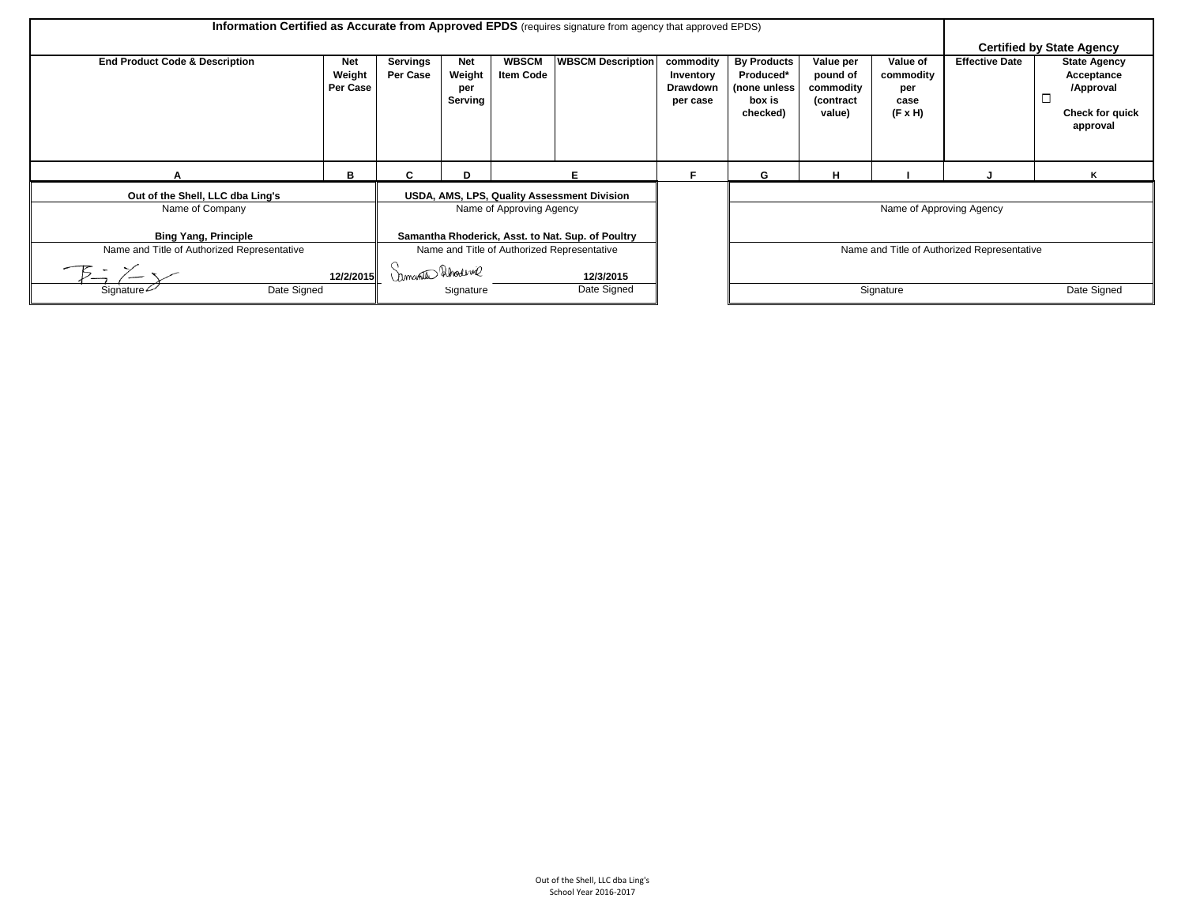| Information Certified as Accurate from Approved EPDS (requires signature from agency that approved EPDS) | | | | | | | | | | Certified by State Agency | |
|---|---|---|---|---|---|---|---|---|---|---|---|
| End Product Code & Description | Net Weight Per Case | Servings Per Case | Net Weight per Serving | WBSCM Item Code | WBSCM Description | commodity Inventory Drawdown per case | By Products Produced* (none unless box is checked) | Value per pound of commodity (contract value) | Value of commodity per case (F x H) | Effective Date | State Agency Acceptance /Approval ☐ Check for quick approval |
| A | B | C | D | E | | F | G | H | I | J | K |

| | | | |
|---|---|---|---|
| **Out of the Shell, LLC dba Ling's** | **USDA, AMS, LPS, Quality Assessment Division** | | |
| Name of Company | Name of Approving Agency | | Name of Approving Agency |
| **Bing Yang, Principle** | **Samantha Rhoderick, Asst. to Nat. Sup. of Poultry** | | |
| Name and Title of Authorized Representative | Name and Title of Authorized Representative | | Name and Title of Authorized Representative |
| **12/2/2015** | **12/3/2015** | | |
| Signature / Date Signed | Signature / Date Signed | | Signature / Date Signed |

Out of the Shell, LLC dba Ling's
School Year 2016-2017